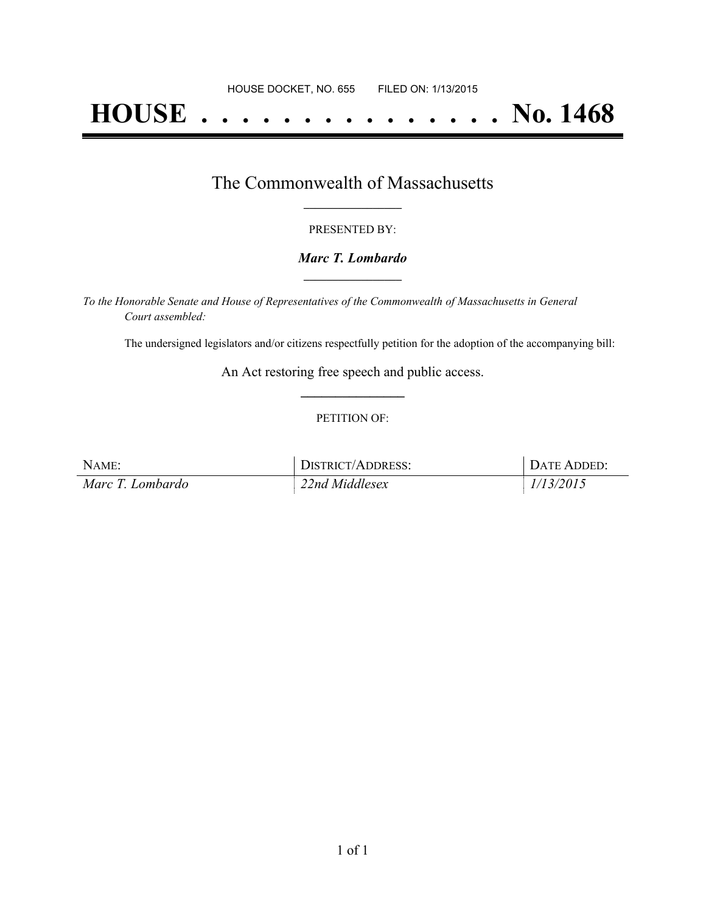HOUSE DOCKET, NO. 655 FILED ON: 1/13/2015

# HOUSE . . . . . . . . . . . . . . . No. 1468

## The Commonwealth of Massachusetts

PRESENTED BY:

***Marc T. Lombardo***

*To the Honorable Senate and House of Representatives of the Commonwealth of Massachusetts in General Court assembled:*

The undersigned legislators and/or citizens respectfully petition for the adoption of the accompanying bill:

An Act restoring free speech and public access.

PETITION OF:

| NAME: | DISTRICT/ADDRESS: | DATE ADDED: |
| --- | --- | --- |
| *Marc T. Lombardo* | *22nd Middlesex* | *1/13/2015* |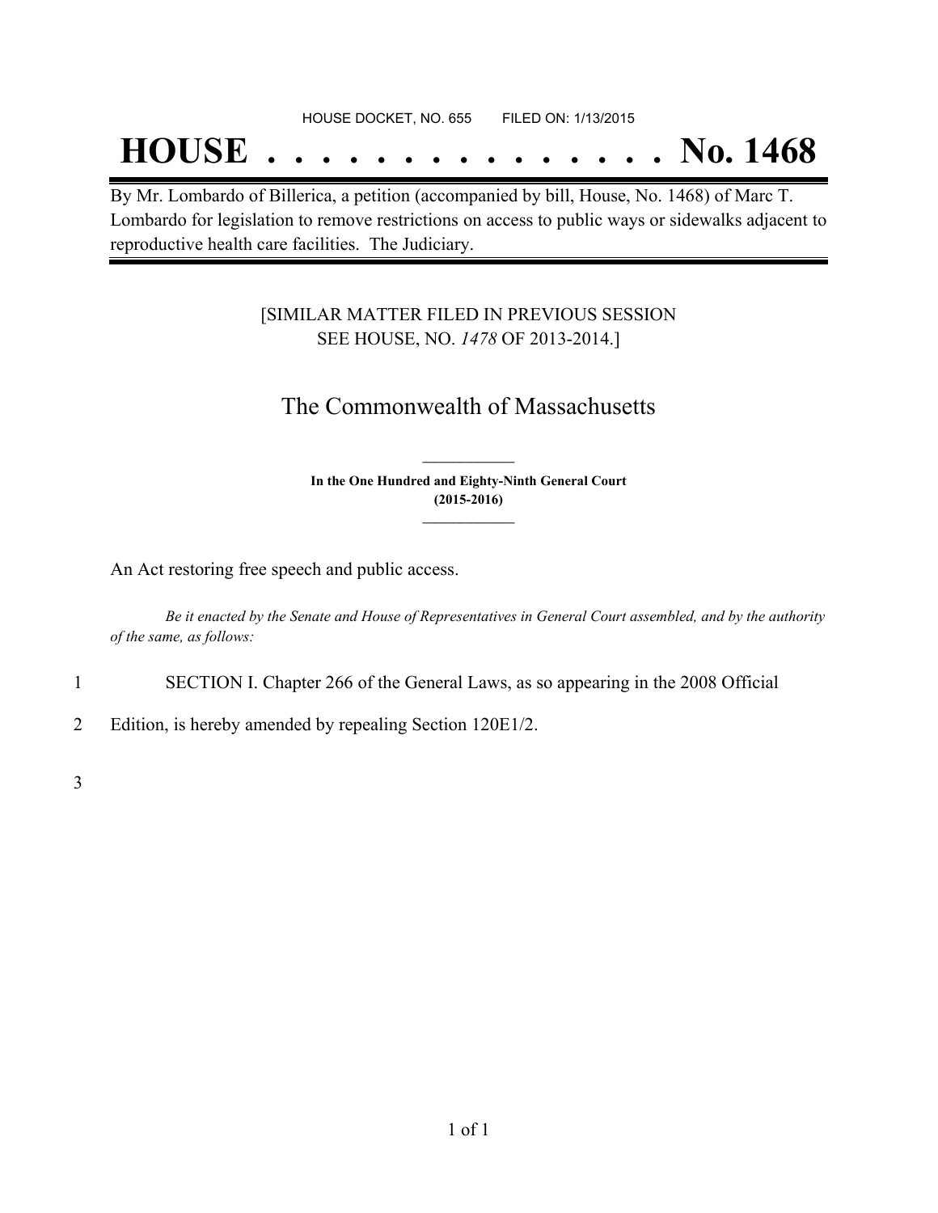HOUSE DOCKET, NO. 655 FILED ON: 1/13/2015

# HOUSE . . . . . . . . . . . . . . . No. 1468

By Mr. Lombardo of Billerica, a petition (accompanied by bill, House, No. 1468) of Marc T. Lombardo for legislation to remove restrictions on access to public ways or sidewalks adjacent to reproductive health care facilities. The Judiciary.

[SIMILAR MATTER FILED IN PREVIOUS SESSION
SEE HOUSE, NO. *1478* OF 2013-2014.]

## The Commonwealth of Massachusetts

**In the One Hundred and Eighty-Ninth General Court**
**(2015-2016)**

An Act restoring free speech and public access.

*Be it enacted by the Senate and House of Representatives in General Court assembled, and by the authority of the same, as follows:*

1 SECTION I. Chapter 266 of the General Laws, as so appearing in the 2008 Official

2 Edition, is hereby amended by repealing Section 120E1/2.

3